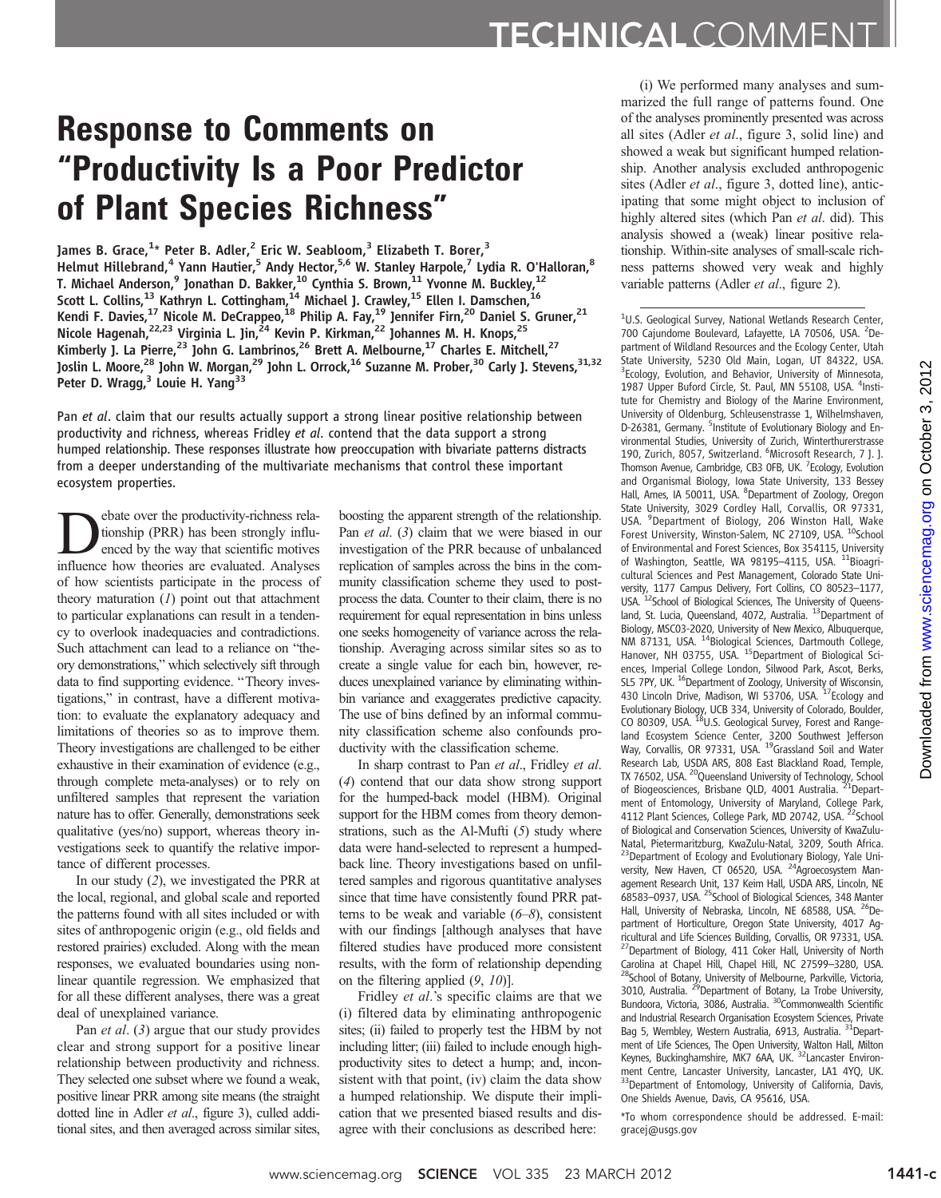# Response to Comments on "Productivity Is a Poor Predictor of Plant Species Richness"

James B. Grace,[1]* Peter B. Adler,[2] Eric W. Seabloom,[3] Elizabeth T. Borer,[3] Helmut Hillebrand,[4] Yann Hautier,[5] Andy Hector,[5,6] W. Stanley Harpole,[7] Lydia R. O'Halloran,[8] T. Michael Anderson,[9] Jonathan D. Bakker,[10] Cynthia S. Brown,[11] Yvonne M. Buckley,[12] Scott L. Collins,[13] Kathryn L. Cottingham,[14] Michael J. Crawley,[15] Ellen I. Damschen,[16] Kendi F. Davies,[17] Nicole M. DeCrappeo,[18] Philip A. Fay,[19] Jennifer Firn,[20] Daniel S. Gruner,[21] Nicole Hagenah,[22,23] Virginia L. Jin,[24] Kevin P. Kirkman,[22] Johannes M. H. Knops,[25] Kimberly J. La Pierre,[23] John G. Lambrinos,[26] Brett A. Melbourne,[17] Charles E. Mitchell,[27] Joslin L. Moore,[28] John W. Morgan,[29] John L. Orrock,[16] Suzanne M. Prober,[30] Carly J. Stevens,[31,32] Peter D. Wragg,[3] Louie H. Yang[33]

Pan *et al.* claim that our results actually support a strong linear positive relationship between productivity and richness, whereas Fridley *et al.* contend that the data support a strong humped relationship. These responses illustrate how preoccupation with bivariate patterns distracts from a deeper understanding of the multivariate mechanisms that control these important ecosystem properties.

Debate over the productivity-richness relationship (PRR) has been strongly influenced by the way that scientific motives influence how theories are evaluated. Analyses of how scientists participate in the process of theory maturation (*1*) point out that attachment to particular explanations can result in a tendency to overlook inadequacies and contradictions. Such attachment can lead to a reliance on "theory demonstrations," which selectively sift through data to find supporting evidence. "Theory investigations," in contrast, have a different motivation: to evaluate the explanatory adequacy and limitations of theories so as to improve them. Theory investigations are challenged to be either exhaustive in their examination of evidence (e.g., through complete meta-analyses) or to rely on unfiltered samples that represent the variation nature has to offer. Generally, demonstrations seek qualitative (yes/no) support, whereas theory investigations seek to quantify the relative importance of different processes.

In our study (*2*), we investigated the PRR at the local, regional, and global scale and reported the patterns found with all sites included or with sites of anthropogenic origin (e.g., old fields and restored prairies) excluded. Along with the mean responses, we evaluated boundaries using nonlinear quantile regression. We emphasized that for all these different analyses, there was a great deal of unexplained variance.

Pan *et al.* (*3*) argue that our study provides clear and strong support for a positive linear relationship between productivity and richness. They selected one subset where we found a weak, positive linear PRR among site means (the straight dotted line in Adler *et al.*, figure 3), culled additional sites, and then averaged across similar sites, boosting the apparent strength of the relationship. Pan *et al.* (*3*) claim that we were biased in our investigation of the PRR because of unbalanced replication of samples across the bins in the community classification scheme they used to post-process the data. Counter to their claim, there is no requirement for equal representation in bins unless one seeks homogeneity of variance across the relationship. Averaging across similar sites so as to create a single value for each bin, however, reduces unexplained variance by eliminating within-bin variance and exaggerates predictive capacity. The use of bins defined by an informal community classification scheme also confounds productivity with the classification scheme.

In sharp contrast to Pan *et al.*, Fridley *et al.* (*4*) contend that our data show strong support for the humped-back model (HBM). Original support for the HBM comes from theory demonstrations, such as the Al-Mufti (*5*) study where data were hand-selected to represent a humped-back line. Theory investigations based on unfiltered samples and rigorous quantitative analyses since that time have consistently found PRR patterns to be weak and variable (*6*–*8*), consistent with our findings [although analyses that have filtered studies have produced more consistent results, with the form of relationship depending on the filtering applied (*9*, *10*)].

Fridley *et al.*'s specific claims are that we (i) filtered data by eliminating anthropogenic sites; (ii) failed to properly test the HBM by not including litter; (iii) failed to include enough high-productivity sites to detect a hump; and, inconsistent with that point, (iv) claim the data show a humped relationship. We dispute their implication that we presented biased results and disagree with their conclusions as described here:

(i) We performed many analyses and summarized the full range of patterns found. One of the analyses prominently presented was across all sites (Adler *et al.*, figure 3, solid line) and showed a weak but significant humped relationship. Another analysis excluded anthropogenic sites (Adler *et al.*, figure 3, dotted line), anticipating that some might object to inclusion of highly altered sites (which Pan *et al.* did). This analysis showed a (weak) linear positive relationship. Within-site analyses of small-scale richness patterns showed very weak and highly variable patterns (Adler *et al.*, figure 2).

[1]U.S. Geological Survey, National Wetlands Research Center, 700 Cajundome Boulevard, Lafayette, LA 70506, USA. [2]Department of Wildland Resources and the Ecology Center, Utah State University, 5230 Old Main, Logan, UT 84322, USA. [3]Ecology, Evolution, and Behavior, University of Minnesota, 1987 Upper Buford Circle, St. Paul, MN 55108, USA. [4]Institute for Chemistry and Biology of the Marine Environment, University of Oldenburg, Schleusenstrasse 1, Wilhelmshaven, D-26381, Germany. [5]Institute of Evolutionary Biology and Environmental Studies, University of Zurich, Winterthurerstrasse 190, Zurich, 8057, Switzerland. [6]Microsoft Research, 7 J. J. Thomson Avenue, Cambridge, CB3 0FB, UK. [7]Ecology, Evolution and Organismal Biology, Iowa State University, 133 Bessey Hall, Ames, IA 50011, USA. [8]Department of Zoology, Oregon State University, 3029 Cordley Hall, Corvallis, OR 97331, USA. [9]Department of Biology, 206 Winston Hall, Wake Forest University, Winston-Salem, NC 27109, USA. [10]School of Environmental and Forest Sciences, Box 354115, University of Washington, Seattle, WA 98195–4115, USA. [11]Bioagricultural Sciences and Pest Management, Colorado State University, 1177 Campus Delivery, Fort Collins, CO 80523–1177, USA. [12]School of Biological Sciences, The University of Queensland, St. Lucia, Queensland, 4072, Australia. [13]Department of Biology, MSC03-2020, University of New Mexico, Albuquerque, NM 87131, USA. [14]Biological Sciences, Dartmouth College, Hanover, NH 03755, USA. [15]Department of Biological Sciences, Imperial College London, Silwood Park, Ascot, Berks, SL5 7PY, UK. [16]Department of Zoology, University of Wisconsin, 430 Lincoln Drive, Madison, WI 53706, USA. [17]Ecology and Evolutionary Biology, UCB 334, University of Colorado, Boulder, CO 80309, USA. [18]U.S. Geological Survey, Forest and Rangeland Ecosystem Science Center, 3200 Southwest Jefferson Way, Corvallis, OR 97331, USA. [19]Grassland Soil and Water Research Lab, USDA ARS, 808 East Blackland Road, Temple, TX 76502, USA. [20]Queensland University of Technology, School of Biogeosciences, Brisbane QLD, 4001 Australia. [21]Department of Entomology, University of Maryland, College Park, 4112 Plant Sciences, College Park, MD 20742, USA. [22]School of Biological and Conservation Sciences, University of KwaZulu-Natal, Pietermaritzburg, KwaZulu-Natal, 3209, South Africa. [23]Department of Ecology and Evolutionary Biology, Yale University, New Haven, CT 06520, USA. [24]Agroecosystem Management Research Unit, 137 Keim Hall, USDA ARS, Lincoln, NE 68583–0937, USA. [25]School of Biological Sciences, 348 Manter Hall, University of Nebraska, Lincoln, NE 68588, USA. [26]Department of Horticulture, Oregon State University, 4017 Agricultural and Life Sciences Building, Corvallis, OR 97331, USA. [27]Department of Biology, 411 Coker Hall, University of North Carolina at Chapel Hill, Chapel Hill, NC 27599–3280, USA. [28]School of Botany, University of Melbourne, Parkville, Victoria, 3010, Australia. [29]Department of Botany, La Trobe University, Bundoora, Victoria, 3086, Australia. [30]Commonwealth Scientific and Industrial Research Organisation Ecosystem Sciences, Private Bag 5, Wembley, Western Australia, 6913, Australia. [31]Department of Life Sciences, The Open University, Walton Hall, Milton Keynes, Buckinghamshire, MK7 6AA, UK. [32]Lancaster Environment Centre, Lancaster University, Lancaster, LA1 4YQ, UK. [33]Department of Entomology, University of California, Davis, One Shields Avenue, Davis, CA 95616, USA.

*To whom correspondence should be addressed. E-mail: gracej@usgs.gov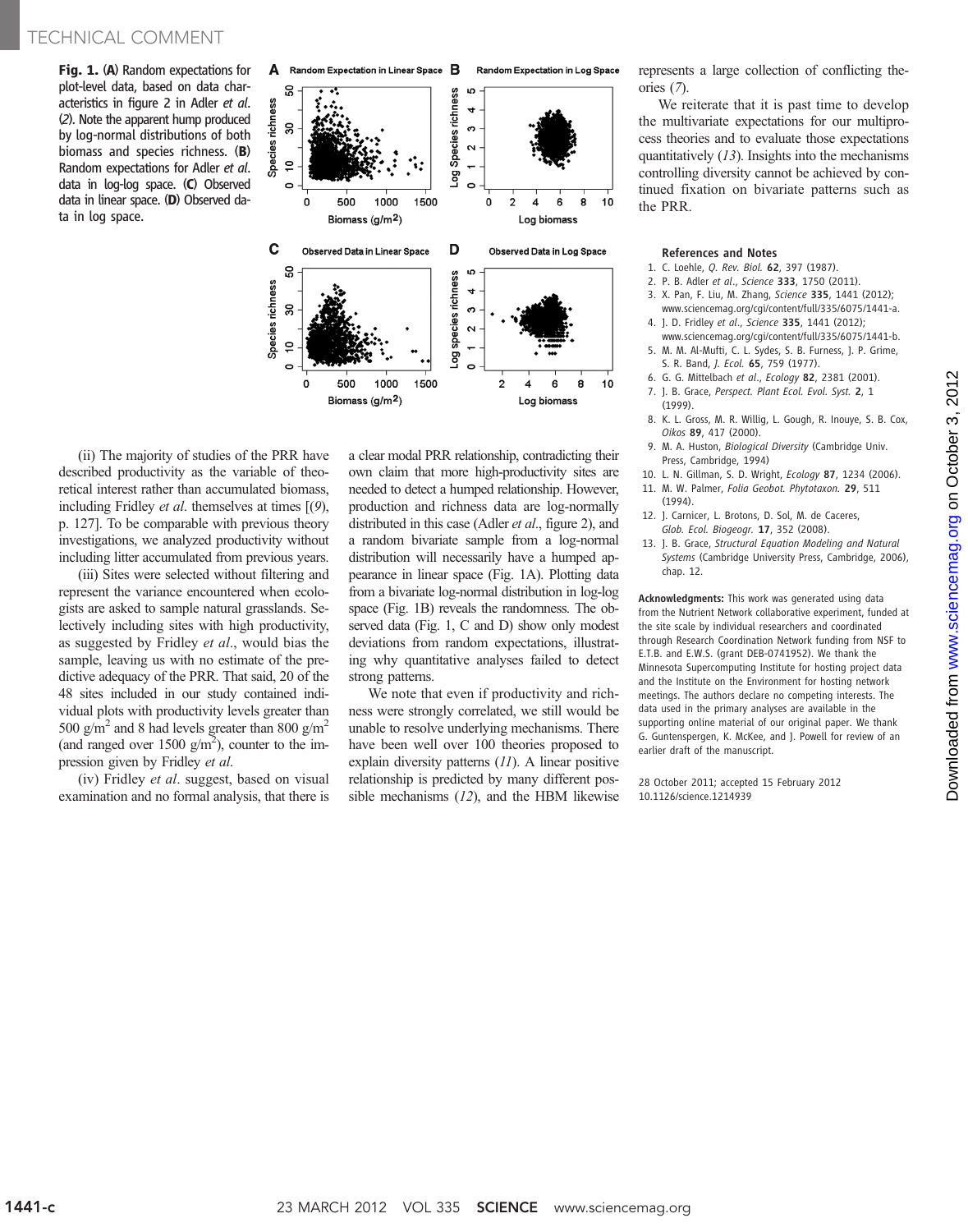**Fig. 1.** (**A**) Random expectations for plot-level data, based on data characteristics in figure 2 in Adler *et al.* (*2*). Note the apparent hump produced by log-normal distributions of both biomass and species richness. (**B**) Random expectations for Adler *et al.* data in log-log space. (**C**) Observed data in linear space. (**D**) Observed data in log space.

A Random Expectation in Linear Space

B Random Expectation in Log Space

C Observed Data in Linear Space

D Observed Data in Log Space

(ii) The majority of studies of the PRR have described productivity as the variable of theoretical interest rather than accumulated biomass, including Fridley *et al.* themselves at times [(*9*), p. 127]. To be comparable with previous theory investigations, we analyzed productivity without including litter accumulated from previous years.

(iii) Sites were selected without filtering and represent the variance encountered when ecologists are asked to sample natural grasslands. Selectively including sites with high productivity, as suggested by Fridley *et al.*, would bias the sample, leaving us with no estimate of the predictive adequacy of the PRR. That said, 20 of the 48 sites included in our study contained individual plots with productivity levels greater than 500 g/m$^2$ and 8 had levels greater than 800 g/m$^2$ (and ranged over 1500 g/m$^2$), counter to the impression given by Fridley *et al.*

(iv) Fridley *et al.* suggest, based on visual examination and no formal analysis, that there is a clear modal PRR relationship, contradicting their own claim that more high-productivity sites are needed to detect a humped relationship. However, production and richness data are log-normally distributed in this case (Adler *et al.*, figure 2), and a random bivariate sample from a log-normal distribution will necessarily have a humped appearance in linear space (Fig. 1A). Plotting data from a bivariate log-normal distribution in log-log space (Fig. 1B) reveals the randomness. The observed data (Fig. 1, C and D) show only modest deviations from random expectations, illustrating why quantitative analyses failed to detect strong patterns.

We note that even if productivity and richness were strongly correlated, we still would be unable to resolve underlying mechanisms. There have been well over 100 theories proposed to explain diversity patterns (*11*). A linear positive relationship is predicted by many different possible mechanisms (*12*), and the HBM likewise represents a large collection of conflicting theories (*7*).

We reiterate that it is past time to develop the multivariate expectations for our multiprocess theories and to evaluate those expectations quantitatively (*13*). Insights into the mechanisms controlling diversity cannot be achieved by continued fixation on bivariate patterns such as the PRR.

### References and Notes

1. C. Loehle, *Q. Rev. Biol.* **62**, 397 (1987).
2. P. B. Adler *et al.*, *Science* **333**, 1750 (2011).
3. X. Pan, F. Liu, M. Zhang, *Science* **335**, 1441 (2012); www.sciencemag.org/cgi/content/full/335/6075/1441-a.
4. J. D. Fridley *et al.*, *Science* **335**, 1441 (2012); www.sciencemag.org/cgi/content/full/335/6075/1441-b.
5. M. M. Al-Mufti, C. L. Sydes, S. B. Furness, J. P. Grime, S. R. Band, *J. Ecol.* **65**, 759 (1977).
6. G. G. Mittelbach *et al.*, *Ecology* **82**, 2381 (2001).
7. J. B. Grace, *Perspect. Plant Ecol. Evol. Syst.* **2**, 1 (1999).
8. K. L. Gross, M. R. Willig, L. Gough, R. Inouye, S. B. Cox, *Oikos* **89**, 417 (2000).
9. M. A. Huston, *Biological Diversity* (Cambridge Univ. Press, Cambridge, 1994)
10. L. N. Gillman, S. D. Wright, *Ecology* **87**, 1234 (2006).
11. M. W. Palmer, *Folia Geobot. Phytotaxon.* **29**, 511 (1994).
12. J. Carnicer, L. Brotons, D. Sol, M. de Caceres, *Glob. Ecol. Biogeogr.* **17**, 352 (2008).
13. J. B. Grace, *Structural Equation Modeling and Natural Systems* (Cambridge University Press, Cambridge, 2006), chap. 12.

**Acknowledgments:** This work was generated using data from the Nutrient Network collaborative experiment, funded at the site scale by individual researchers and coordinated through Research Coordination Network funding from NSF to E.T.B. and E.W.S. (grant DEB-0741952). We thank the Minnesota Supercomputing Institute for hosting project data and the Institute on the Environment for hosting network meetings. The authors declare no competing interests. The data used in the primary analyses are available in the supporting online material of our original paper. We thank G. Guntenspergen, K. McKee, and J. Powell for review of an earlier draft of the manuscript.

28 October 2011; accepted 15 February 2012
10.1126/science.1214939